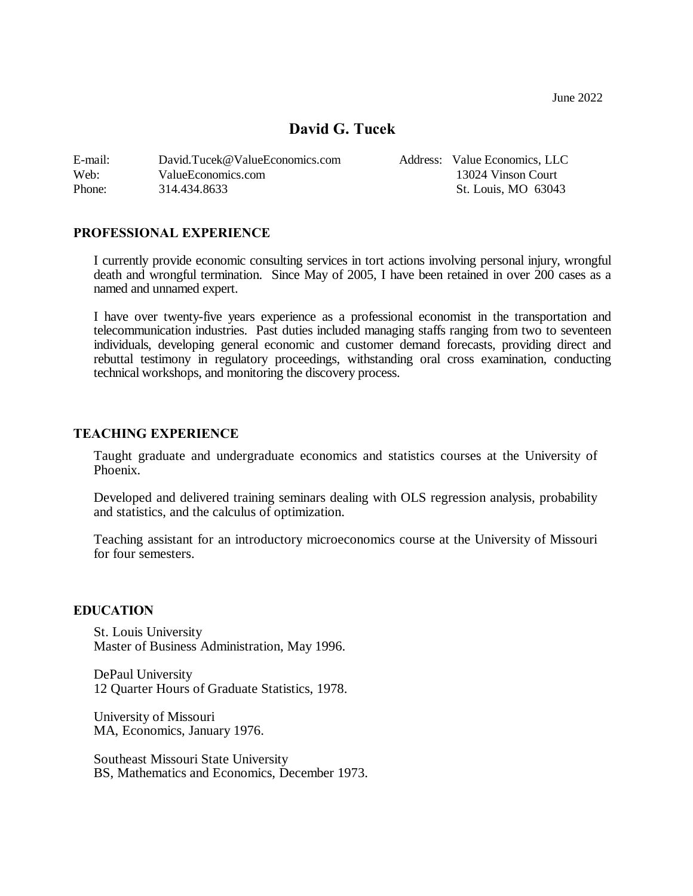June 2022

# David G. Tucek

E-mail: David.Tucek@ValueEconomics.com
Web: ValueEconomics.com
Phone: 314.434.8633

Address: Value Economics, LLC
13024 Vinson Court
St. Louis, MO 63043

## PROFESSIONAL EXPERIENCE

I currently provide economic consulting services in tort actions involving personal injury, wrongful death and wrongful termination. Since May of 2005, I have been retained in over 200 cases as a named and unnamed expert.

I have over twenty-five years experience as a professional economist in the transportation and telecommunication industries. Past duties included managing staffs ranging from two to seventeen individuals, developing general economic and customer demand forecasts, providing direct and rebuttal testimony in regulatory proceedings, withstanding oral cross examination, conducting technical workshops, and monitoring the discovery process.

## TEACHING EXPERIENCE

Taught graduate and undergraduate economics and statistics courses at the University of Phoenix.

Developed and delivered training seminars dealing with OLS regression analysis, probability and statistics, and the calculus of optimization.

Teaching assistant for an introductory microeconomics course at the University of Missouri for four semesters.

## EDUCATION

St. Louis University
Master of Business Administration, May 1996.

DePaul University
12 Quarter Hours of Graduate Statistics, 1978.

University of Missouri
MA, Economics, January 1976.

Southeast Missouri State University
BS, Mathematics and Economics, December 1973.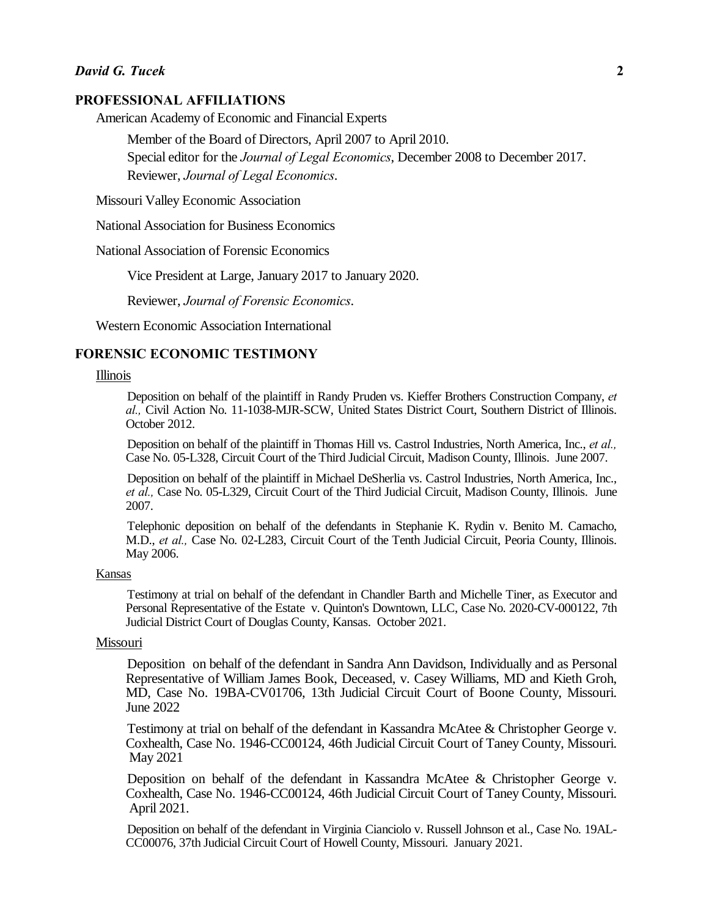## PROFESSIONAL AFFILIATIONS

American Academy of Economic and Financial Experts

Member of the Board of Directors, April 2007 to April 2010.
Special editor for the *Journal of Legal Economics*, December 2008 to December 2017.
Reviewer, *Journal of Legal Economics*.

Missouri Valley Economic Association

National Association for Business Economics

National Association of Forensic Economics

Vice President at Large, January 2017 to January 2020.

Reviewer, *Journal of Forensic Economics*.

Western Economic Association International

## FORENSIC ECONOMIC TESTIMONY

Illinois

Deposition on behalf of the plaintiff in Randy Pruden vs. Kieffer Brothers Construction Company, *et al.,* Civil Action No. 11-1038-MJR-SCW, United States District Court, Southern District of Illinois. October 2012.

Deposition on behalf of the plaintiff in Thomas Hill vs. Castrol Industries, North America, Inc., *et al.,* Case No. 05-L328, Circuit Court of the Third Judicial Circuit, Madison County, Illinois. June 2007.

Deposition on behalf of the plaintiff in Michael DeSherlia vs. Castrol Industries, North America, Inc., *et al.,* Case No. 05-L329, Circuit Court of the Third Judicial Circuit, Madison County, Illinois. June 2007.

Telephonic deposition on behalf of the defendants in Stephanie K. Rydin v. Benito M. Camacho, M.D., *et al.,* Case No. 02-L283, Circuit Court of the Tenth Judicial Circuit, Peoria County, Illinois. May 2006.

Kansas

Testimony at trial on behalf of the defendant in Chandler Barth and Michelle Tiner, as Executor and Personal Representative of the Estate v. Quinton's Downtown, LLC, Case No. 2020-CV-000122, 7th Judicial District Court of Douglas County, Kansas. October 2021.

Missouri

Deposition on behalf of the defendant in Sandra Ann Davidson, Individually and as Personal Representative of William James Book, Deceased, v. Casey Williams, MD and Kieth Groh, MD, Case No. 19BA-CV01706, 13th Judicial Circuit Court of Boone County, Missouri. June 2022

Testimony at trial on behalf of the defendant in Kassandra McAtee & Christopher George v. Coxhealth, Case No. 1946-CC00124, 46th Judicial Circuit Court of Taney County, Missouri. May 2021

Deposition on behalf of the defendant in Kassandra McAtee & Christopher George v. Coxhealth, Case No. 1946-CC00124, 46th Judicial Circuit Court of Taney County, Missouri. April 2021.

Deposition on behalf of the defendant in Virginia Cianciolo v. Russell Johnson et al., Case No. 19AL-CC00076, 37th Judicial Circuit Court of Howell County, Missouri. January 2021.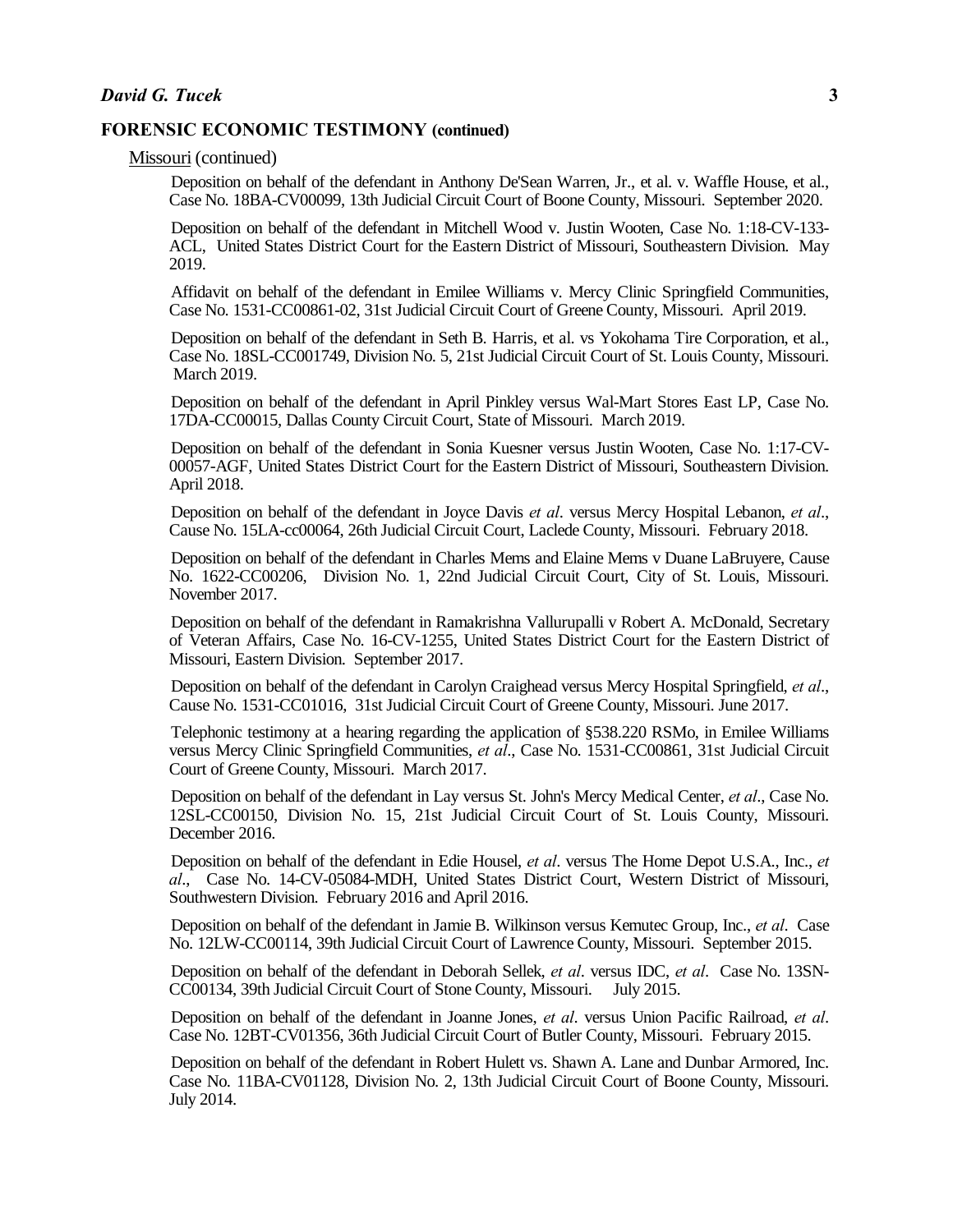## FORENSIC ECONOMIC TESTIMONY (continued)

Missouri (continued)

Deposition on behalf of the defendant in Anthony De'Sean Warren, Jr., et al. v. Waffle House, et al., Case No. 18BA-CV00099, 13th Judicial Circuit Court of Boone County, Missouri. September 2020.

Deposition on behalf of the defendant in Mitchell Wood v. Justin Wooten, Case No. 1:18-CV-133-ACL, United States District Court for the Eastern District of Missouri, Southeastern Division. May 2019.

Affidavit on behalf of the defendant in Emilee Williams v. Mercy Clinic Springfield Communities, Case No. 1531-CC00861-02, 31st Judicial Circuit Court of Greene County, Missouri. April 2019.

Deposition on behalf of the defendant in Seth B. Harris, et al. vs Yokohama Tire Corporation, et al., Case No. 18SL-CC001749, Division No. 5, 21st Judicial Circuit Court of St. Louis County, Missouri. March 2019.

Deposition on behalf of the defendant in April Pinkley versus Wal-Mart Stores East LP, Case No. 17DA-CC00015, Dallas County Circuit Court, State of Missouri. March 2019.

Deposition on behalf of the defendant in Sonia Kuesner versus Justin Wooten, Case No. 1:17-CV-00057-AGF, United States District Court for the Eastern District of Missouri, Southeastern Division. April 2018.

Deposition on behalf of the defendant in Joyce Davis *et al*. versus Mercy Hospital Lebanon, *et al*., Cause No. 15LA-cc00064, 26th Judicial Circuit Court, Laclede County, Missouri. February 2018.

Deposition on behalf of the defendant in Charles Mems and Elaine Mems v Duane LaBruyere, Cause No. 1622-CC00206, Division No. 1, 22nd Judicial Circuit Court, City of St. Louis, Missouri. November 2017.

Deposition on behalf of the defendant in Ramakrishna Vallurupalli v Robert A. McDonald, Secretary of Veteran Affairs, Case No. 16-CV-1255, United States District Court for the Eastern District of Missouri, Eastern Division. September 2017.

Deposition on behalf of the defendant in Carolyn Craighead versus Mercy Hospital Springfield, *et al*., Cause No. 1531-CC01016, 31st Judicial Circuit Court of Greene County, Missouri. June 2017.

Telephonic testimony at a hearing regarding the application of §538.220 RSMo, in Emilee Williams versus Mercy Clinic Springfield Communities, *et al*., Case No. 1531-CC00861, 31st Judicial Circuit Court of Greene County, Missouri. March 2017.

Deposition on behalf of the defendant in Lay versus St. John's Mercy Medical Center, *et al*., Case No. 12SL-CC00150, Division No. 15, 21st Judicial Circuit Court of St. Louis County, Missouri. December 2016.

Deposition on behalf of the defendant in Edie Housel, *et al*. versus The Home Depot U.S.A., Inc., *et al*., Case No. 14-CV-05084-MDH, United States District Court, Western District of Missouri, Southwestern Division. February 2016 and April 2016.

Deposition on behalf of the defendant in Jamie B. Wilkinson versus Kemutec Group, Inc., *et al*. Case No. 12LW-CC00114, 39th Judicial Circuit Court of Lawrence County, Missouri. September 2015.

Deposition on behalf of the defendant in Deborah Sellek, *et al*. versus IDC, *et al*. Case No. 13SN-CC00134, 39th Judicial Circuit Court of Stone County, Missouri. July 2015.

Deposition on behalf of the defendant in Joanne Jones, *et al*. versus Union Pacific Railroad, *et al*. Case No. 12BT-CV01356, 36th Judicial Circuit Court of Butler County, Missouri. February 2015.

Deposition on behalf of the defendant in Robert Hulett vs. Shawn A. Lane and Dunbar Armored, Inc. Case No. 11BA-CV01128, Division No. 2, 13th Judicial Circuit Court of Boone County, Missouri. July 2014.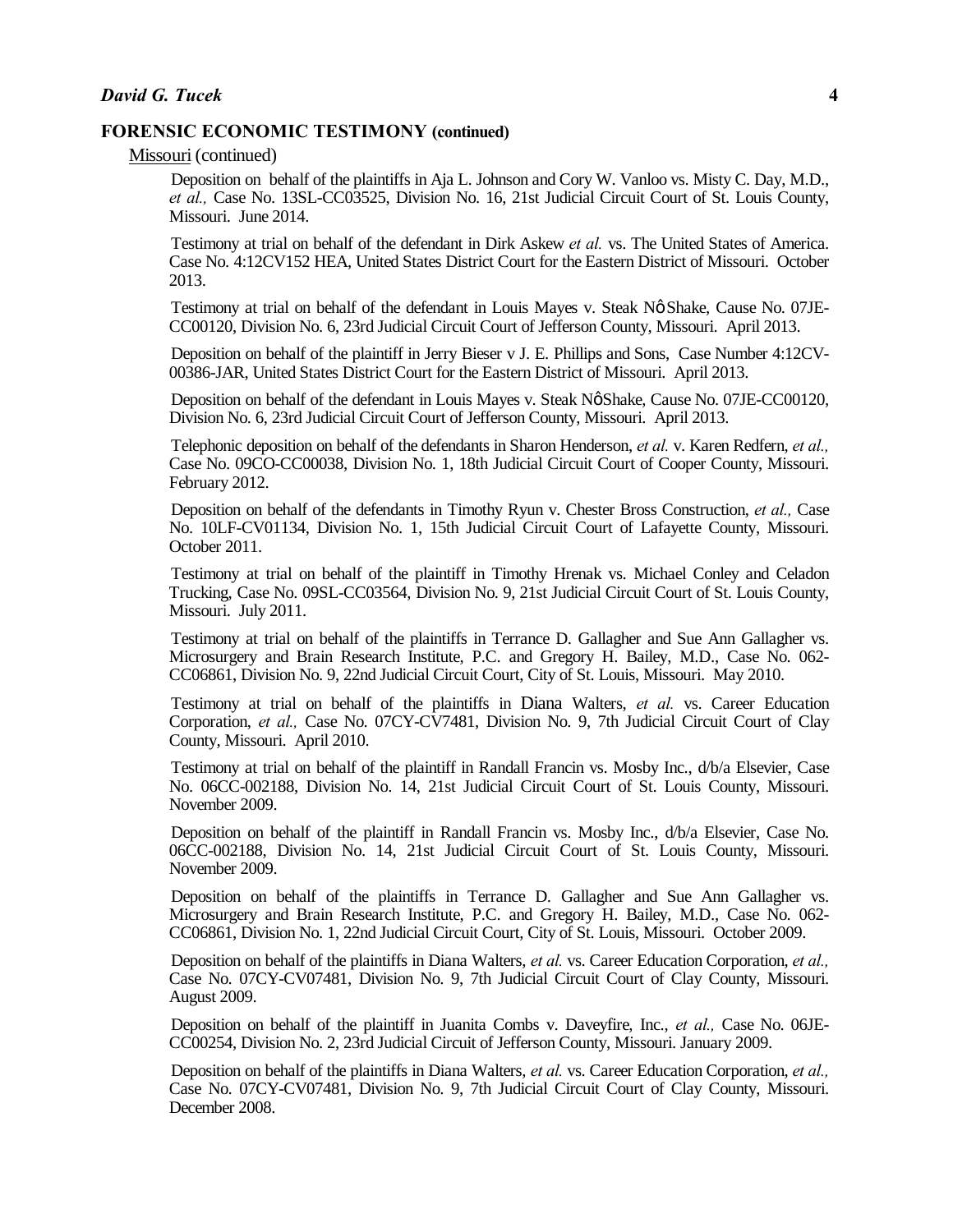## FORENSIC ECONOMIC TESTIMONY (continued)

Missouri (continued)

Deposition on behalf of the plaintiffs in Aja L. Johnson and Cory W. Vanloo vs. Misty C. Day, M.D., *et al.,* Case No. 13SL-CC03525, Division No. 16, 21st Judicial Circuit Court of St. Louis County, Missouri. June 2014.

Testimony at trial on behalf of the defendant in Dirk Askew *et al.* vs. The United States of America. Case No. 4:12CV152 HEA, United States District Court for the Eastern District of Missouri. October 2013.

Testimony at trial on behalf of the defendant in Louis Mayes v. Steak NὸShake, Cause No. 07JE-CC00120, Division No. 6, 23rd Judicial Circuit Court of Jefferson County, Missouri. April 2013.

Deposition on behalf of the plaintiff in Jerry Bieser v J. E. Phillips and Sons, Case Number 4:12CV-00386-JAR, United States District Court for the Eastern District of Missouri. April 2013.

Deposition on behalf of the defendant in Louis Mayes v. Steak NὸShake, Cause No. 07JE-CC00120, Division No. 6, 23rd Judicial Circuit Court of Jefferson County, Missouri. April 2013.

Telephonic deposition on behalf of the defendants in Sharon Henderson, *et al.* v. Karen Redfern, *et al.,* Case No. 09CO-CC00038, Division No. 1, 18th Judicial Circuit Court of Cooper County, Missouri. February 2012.

Deposition on behalf of the defendants in Timothy Ryun v. Chester Bross Construction, *et al.,* Case No. 10LF-CV01134, Division No. 1, 15th Judicial Circuit Court of Lafayette County, Missouri. October 2011.

Testimony at trial on behalf of the plaintiff in Timothy Hrenak vs. Michael Conley and Celadon Trucking, Case No. 09SL-CC03564, Division No. 9, 21st Judicial Circuit Court of St. Louis County, Missouri. July 2011.

Testimony at trial on behalf of the plaintiffs in Terrance D. Gallagher and Sue Ann Gallagher vs. Microsurgery and Brain Research Institute, P.C. and Gregory H. Bailey, M.D., Case No. 062-CC06861, Division No. 9, 22nd Judicial Circuit Court, City of St. Louis, Missouri. May 2010.

Testimony at trial on behalf of the plaintiffs in Diana Walters, *et al.* vs. Career Education Corporation, *et al.,* Case No. 07CY-CV7481, Division No. 9, 7th Judicial Circuit Court of Clay County, Missouri. April 2010.

Testimony at trial on behalf of the plaintiff in Randall Francin vs. Mosby Inc., d/b/a Elsevier, Case No. 06CC-002188, Division No. 14, 21st Judicial Circuit Court of St. Louis County, Missouri. November 2009.

Deposition on behalf of the plaintiff in Randall Francin vs. Mosby Inc., d/b/a Elsevier, Case No. 06CC-002188, Division No. 14, 21st Judicial Circuit Court of St. Louis County, Missouri. November 2009.

Deposition on behalf of the plaintiffs in Terrance D. Gallagher and Sue Ann Gallagher vs. Microsurgery and Brain Research Institute, P.C. and Gregory H. Bailey, M.D., Case No. 062-CC06861, Division No. 1, 22nd Judicial Circuit Court, City of St. Louis, Missouri. October 2009.

Deposition on behalf of the plaintiffs in Diana Walters, *et al.* vs. Career Education Corporation, *et al.,* Case No. 07CY-CV07481, Division No. 9, 7th Judicial Circuit Court of Clay County, Missouri. August 2009.

Deposition on behalf of the plaintiff in Juanita Combs v. Daveyfire, Inc., *et al.,* Case No. 06JE-CC00254, Division No. 2, 23rd Judicial Circuit of Jefferson County, Missouri. January 2009.

Deposition on behalf of the plaintiffs in Diana Walters, *et al.* vs. Career Education Corporation, *et al.,* Case No. 07CY-CV07481, Division No. 9, 7th Judicial Circuit Court of Clay County, Missouri. December 2008.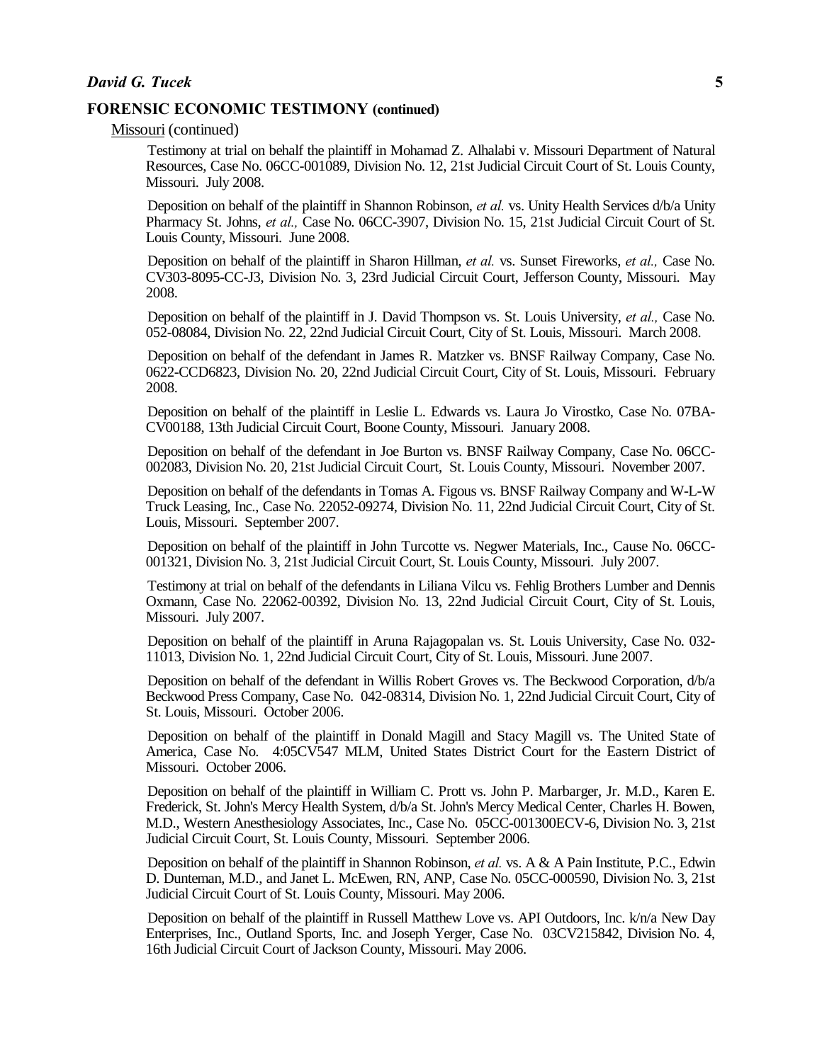## FORENSIC ECONOMIC TESTIMONY (continued)

Missouri (continued)

Testimony at trial on behalf the plaintiff in Mohamad Z. Alhalabi v. Missouri Department of Natural Resources, Case No. 06CC-001089, Division No. 12, 21st Judicial Circuit Court of St. Louis County, Missouri. July 2008.

Deposition on behalf of the plaintiff in Shannon Robinson, *et al.* vs. Unity Health Services d/b/a Unity Pharmacy St. Johns, *et al.,* Case No. 06CC-3907, Division No. 15, 21st Judicial Circuit Court of St. Louis County, Missouri. June 2008.

Deposition on behalf of the plaintiff in Sharon Hillman, *et al.* vs. Sunset Fireworks, *et al.,* Case No. CV303-8095-CC-J3, Division No. 3, 23rd Judicial Circuit Court, Jefferson County, Missouri. May 2008.

Deposition on behalf of the plaintiff in J. David Thompson vs. St. Louis University, *et al.,* Case No. 052-08084, Division No. 22, 22nd Judicial Circuit Court, City of St. Louis, Missouri. March 2008.

Deposition on behalf of the defendant in James R. Matzker vs. BNSF Railway Company, Case No. 0622-CCD6823, Division No. 20, 22nd Judicial Circuit Court, City of St. Louis, Missouri. February 2008.

Deposition on behalf of the plaintiff in Leslie L. Edwards vs. Laura Jo Virostko, Case No. 07BA-CV00188, 13th Judicial Circuit Court, Boone County, Missouri. January 2008.

Deposition on behalf of the defendant in Joe Burton vs. BNSF Railway Company, Case No. 06CC-002083, Division No. 20, 21st Judicial Circuit Court, St. Louis County, Missouri. November 2007.

Deposition on behalf of the defendants in Tomas A. Figous vs. BNSF Railway Company and W-L-W Truck Leasing, Inc., Case No. 22052-09274, Division No. 11, 22nd Judicial Circuit Court, City of St. Louis, Missouri. September 2007.

Deposition on behalf of the plaintiff in John Turcotte vs. Negwer Materials, Inc., Cause No. 06CC-001321, Division No. 3, 21st Judicial Circuit Court, St. Louis County, Missouri. July 2007.

Testimony at trial on behalf of the defendants in Liliana Vilcu vs. Fehlig Brothers Lumber and Dennis Oxmann, Case No. 22062-00392, Division No. 13, 22nd Judicial Circuit Court, City of St. Louis, Missouri. July 2007.

Deposition on behalf of the plaintiff in Aruna Rajagopalan vs. St. Louis University, Case No. 032-11013, Division No. 1, 22nd Judicial Circuit Court, City of St. Louis, Missouri. June 2007.

Deposition on behalf of the defendant in Willis Robert Groves vs. The Beckwood Corporation, d/b/a Beckwood Press Company, Case No. 042-08314, Division No. 1, 22nd Judicial Circuit Court, City of St. Louis, Missouri. October 2006.

Deposition on behalf of the plaintiff in Donald Magill and Stacy Magill vs. The United State of America, Case No. 4:05CV547 MLM, United States District Court for the Eastern District of Missouri. October 2006.

Deposition on behalf of the plaintiff in William C. Prott vs. John P. Marbarger, Jr. M.D., Karen E. Frederick, St. John's Mercy Health System, d/b/a St. John's Mercy Medical Center, Charles H. Bowen, M.D., Western Anesthesiology Associates, Inc., Case No. 05CC-001300ECV-6, Division No. 3, 21st Judicial Circuit Court, St. Louis County, Missouri. September 2006.

Deposition on behalf of the plaintiff in Shannon Robinson, *et al.* vs. A & A Pain Institute, P.C., Edwin D. Dunteman, M.D., and Janet L. McEwen, RN, ANP, Case No. 05CC-000590, Division No. 3, 21st Judicial Circuit Court of St. Louis County, Missouri. May 2006.

Deposition on behalf of the plaintiff in Russell Matthew Love vs. API Outdoors, Inc. k/n/a New Day Enterprises, Inc., Outland Sports, Inc. and Joseph Yerger, Case No. 03CV215842, Division No. 4, 16th Judicial Circuit Court of Jackson County, Missouri. May 2006.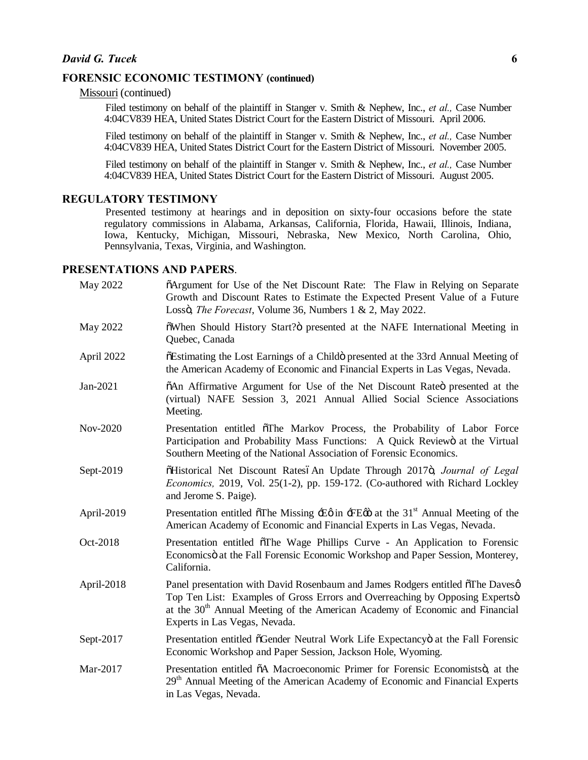## FORENSIC ECONOMIC TESTIMONY (continued)

Missouri (continued)

Filed testimony on behalf of the plaintiff in Stanger v. Smith & Nephew, Inc., *et al.,* Case Number 4:04CV839 HEA, United States District Court for the Eastern District of Missouri. April 2006.

Filed testimony on behalf of the plaintiff in Stanger v. Smith & Nephew, Inc., *et al.,* Case Number 4:04CV839 HEA, United States District Court for the Eastern District of Missouri. November 2005.

Filed testimony on behalf of the plaintiff in Stanger v. Smith & Nephew, Inc., *et al.,* Case Number 4:04CV839 HEA, United States District Court for the Eastern District of Missouri. August 2005.

## REGULATORY TESTIMONY

Presented testimony at hearings and in deposition on sixty-four occasions before the state regulatory commissions in Alabama, Arkansas, California, Florida, Hawaii, Illinois, Indiana, Iowa, Kentucky, Michigan, Missouri, Nebraska, New Mexico, North Carolina, Ohio, Pennsylvania, Texas, Virginia, and Washington.

## PRESENTATIONS AND PAPERS.

| | |
|---|---|
| May 2022 | "Argument for Use of the Net Discount Rate: The Flaw in Relying on Separate Growth and Discount Rates to Estimate the Expected Present Value of a Future Loss", *The Forecast*, Volume 36, Numbers 1 & 2, May 2022. |
| May 2022 | "When Should History Start?" presented at the NAFE International Meeting in Quebec, Canada |
| April 2022 | "Estimating the Lost Earnings of a Child" presented at the 33rd Annual Meeting of the American Academy of Economic and Financial Experts in Las Vegas, Nevada. |
| Jan-2021 | "An Affirmative Argument for Use of the Net Discount Rate" presented at the (virtual) NAFE Session 3, 2021 Annual Allied Social Science Associations Meeting. |
| Nov-2020 | Presentation entitled "The Markov Process, the Probability of Labor Force Participation and Probability Mass Functions: A Quick Review" at the Virtual Southern Meeting of the National Association of Forensic Economics. |
| Sept-2019 | "Historical Net Discount Rates – An Update Through 2017", *Journal of Legal Economics,* 2019, Vol. 25(1-2), pp. 159-172. (Co-authored with Richard Lockley and Jerome S. Paige). |
| April-2019 | Presentation entitled "The Missing 'E' in 'FE'" at the 31st Annual Meeting of the American Academy of Economic and Financial Experts in Las Vegas, Nevada. |
| Oct-2018 | Presentation entitled "The Wage Phillips Curve - An Application to Forensic Economics" at the Fall Forensic Economic Workshop and Paper Session, Monterey, California. |
| April-2018 | Panel presentation with David Rosenbaum and James Rodgers entitled "The Daves' Top Ten List: Examples of Gross Errors and Overreaching by Opposing Experts" at the 30th Annual Meeting of the American Academy of Economic and Financial Experts in Las Vegas, Nevada. |
| Sept-2017 | Presentation entitled "Gender Neutral Work Life Expectancy" at the Fall Forensic Economic Workshop and Paper Session, Jackson Hole, Wyoming. |
| Mar-2017 | Presentation entitled "A Macroeconomic Primer for Forensic Economists", at the 29th Annual Meeting of the American Academy of Economic and Financial Experts in Las Vegas, Nevada. |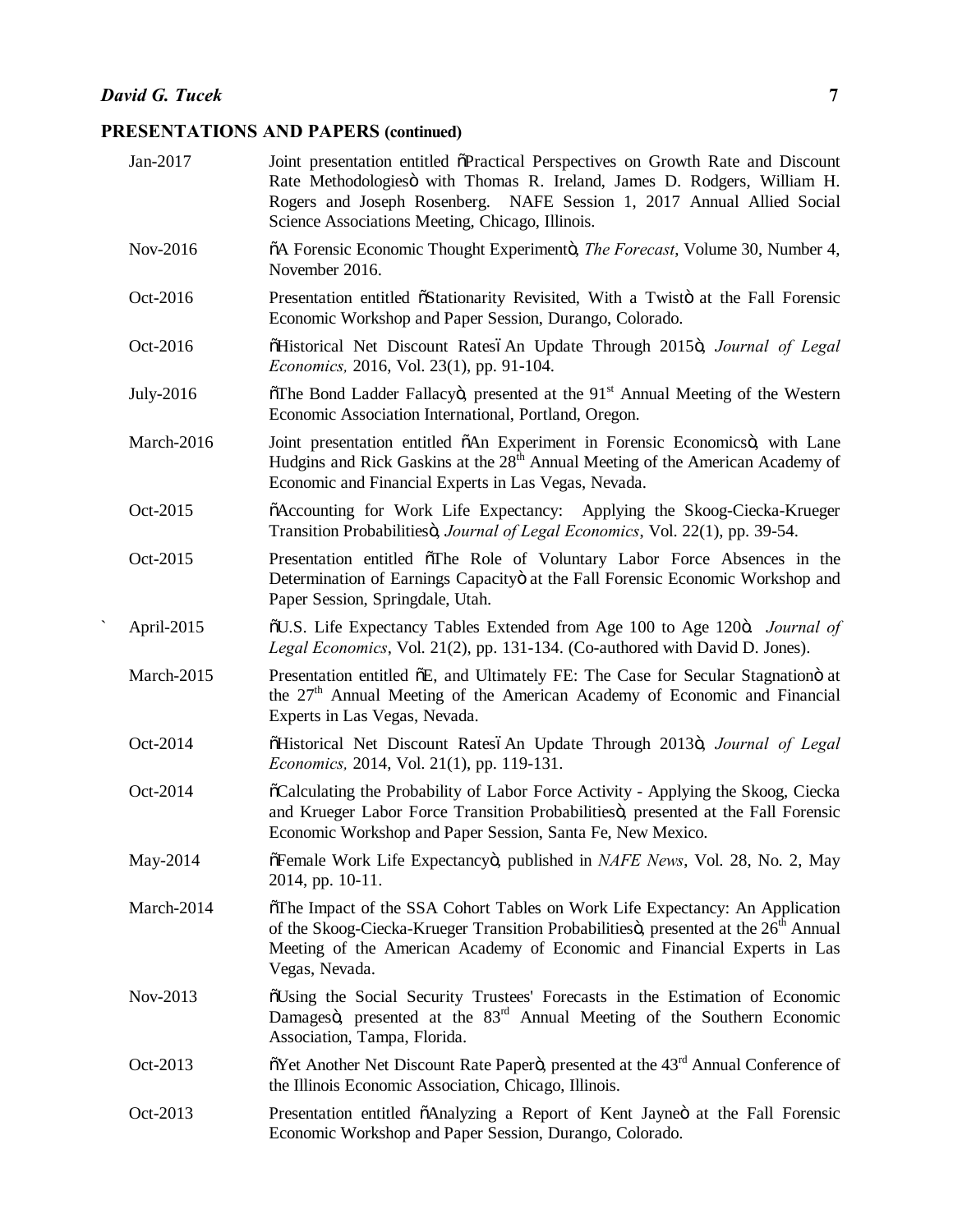## PRESENTATIONS AND PAPERS (continued)

| | |
|---|---|
| Jan-2017 | Joint presentation entitled "Practical Perspectives on Growth Rate and Discount Rate Methodologies" with Thomas R. Ireland, James D. Rodgers, William H. Rogers and Joseph Rosenberg. NAFE Session 1, 2017 Annual Allied Social Science Associations Meeting, Chicago, Illinois. |
| Nov-2016 | "A Forensic Economic Thought Experiment", *The Forecast*, Volume 30, Number 4, November 2016. |
| Oct-2016 | Presentation entitled "Stationarity Revisited, With a Twist" at the Fall Forensic Economic Workshop and Paper Session, Durango, Colorado. |
| Oct-2016 | "Historical Net Discount Rates – An Update Through 2015", *Journal of Legal Economics,* 2016, Vol. 23(1), pp. 91-104. |
| July-2016 | "The Bond Ladder Fallacy", presented at the 91st Annual Meeting of the Western Economic Association International, Portland, Oregon. |
| March-2016 | Joint presentation entitled "An Experiment in Forensic Economics", with Lane Hudgins and Rick Gaskins at the 28th Annual Meeting of the American Academy of Economic and Financial Experts in Las Vegas, Nevada. |
| Oct-2015 | "Accounting for Work Life Expectancy: Applying the Skoog-Ciecka-Krueger Transition Probabilities", *Journal of Legal Economics*, Vol. 22(1), pp. 39-54. |
| Oct-2015 | Presentation entitled "The Role of Voluntary Labor Force Absences in the Determination of Earnings Capacity" at the Fall Forensic Economic Workshop and Paper Session, Springdale, Utah. |
| April-2015 | "U.S. Life Expectancy Tables Extended from Age 100 to Age 120". *Journal of Legal Economics*, Vol. 21(2), pp. 131-134. (Co-authored with David D. Jones). |
| March-2015 | Presentation entitled "E, and Ultimately FE: The Case for Secular Stagnation" at the 27th Annual Meeting of the American Academy of Economic and Financial Experts in Las Vegas, Nevada. |
| Oct-2014 | "Historical Net Discount Rates – An Update Through 2013", *Journal of Legal Economics,* 2014, Vol. 21(1), pp. 119-131. |
| Oct-2014 | "Calculating the Probability of Labor Force Activity - Applying the Skoog, Ciecka and Krueger Labor Force Transition Probabilities", presented at the Fall Forensic Economic Workshop and Paper Session, Santa Fe, New Mexico. |
| May-2014 | "Female Work Life Expectancy", published in *NAFE News*, Vol. 28, No. 2, May 2014, pp. 10-11. |
| March-2014 | "The Impact of the SSA Cohort Tables on Work Life Expectancy: An Application of the Skoog-Ciecka-Krueger Transition Probabilities", presented at the 26th Annual Meeting of the American Academy of Economic and Financial Experts in Las Vegas, Nevada. |
| Nov-2013 | "Using the Social Security Trustees' Forecasts in the Estimation of Economic Damages", presented at the 83rd Annual Meeting of the Southern Economic Association, Tampa, Florida. |
| Oct-2013 | "Yet Another Net Discount Rate Paper", presented at the 43rd Annual Conference of the Illinois Economic Association, Chicago, Illinois. |
| Oct-2013 | Presentation entitled "Analyzing a Report of Kent Jayne" at the Fall Forensic Economic Workshop and Paper Session, Durango, Colorado. |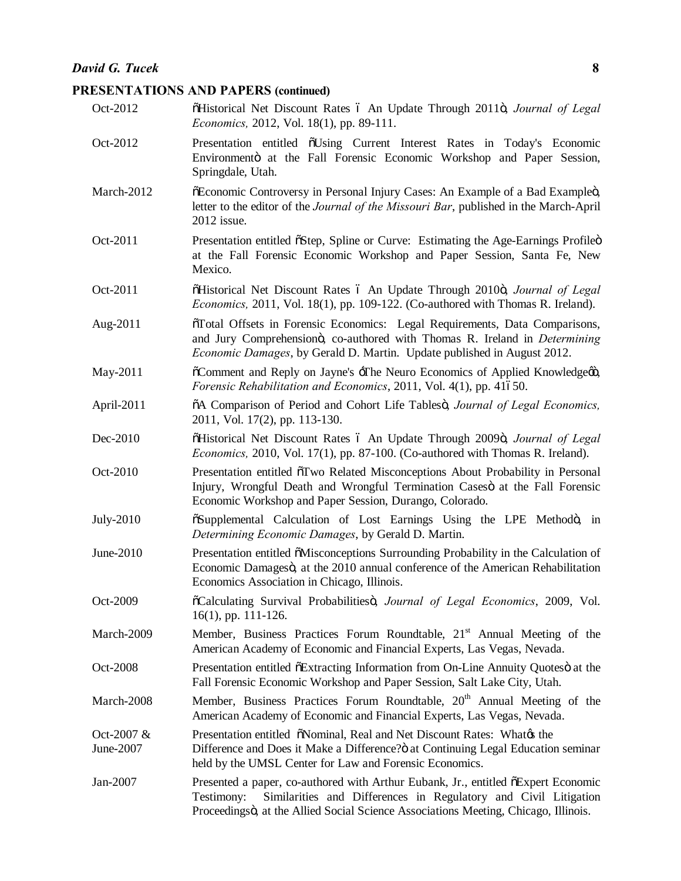## PRESENTATIONS AND PAPERS (continued)

| Date | Presentation / Paper |
|---|---|
| Oct-2012 | "Historical Net Discount Rates – An Update Through 2011", *Journal of Legal Economics,* 2012, Vol. 18(1), pp. 89-111. |
| Oct-2012 | Presentation entitled "Using Current Interest Rates in Today's Economic Environment" at the Fall Forensic Economic Workshop and Paper Session, Springdale, Utah. |
| March-2012 | "Economic Controversy in Personal Injury Cases: An Example of a Bad Example", letter to the editor of the *Journal of the Missouri Bar*, published in the March-April 2012 issue. |
| Oct-2011 | Presentation entitled "Step, Spline or Curve: Estimating the Age-Earnings Profile" at the Fall Forensic Economic Workshop and Paper Session, Santa Fe, New Mexico. |
| Oct-2011 | "Historical Net Discount Rates – An Update Through 2010", *Journal of Legal Economics,* 2011, Vol. 18(1), pp. 109-122. (Co-authored with Thomas R. Ireland). |
| Aug-2011 | "Total Offsets in Forensic Economics: Legal Requirements, Data Comparisons, and Jury Comprehension", co-authored with Thomas R. Ireland in *Determining Economic Damages*, by Gerald D. Martin. Update published in August 2012. |
| May-2011 | "Comment and Reply on Jayne's 'The Neuro Economics of Applied Knowledge'", *Forensic Rehabilitation and Economics*, 2011, Vol. 4(1), pp. 41–50. |
| April-2011 | "A Comparison of Period and Cohort Life Tables", *Journal of Legal Economics,* 2011, Vol. 17(2), pp. 113-130. |
| Dec-2010 | "Historical Net Discount Rates – An Update Through 2009", *Journal of Legal Economics,* 2010, Vol. 17(1), pp. 87-100. (Co-authored with Thomas R. Ireland). |
| Oct-2010 | Presentation entitled "Two Related Misconceptions About Probability in Personal Injury, Wrongful Death and Wrongful Termination Cases" at the Fall Forensic Economic Workshop and Paper Session, Durango, Colorado. |
| July-2010 | "Supplemental Calculation of Lost Earnings Using the LPE Method", in *Determining Economic Damages*, by Gerald D. Martin. |
| June-2010 | Presentation entitled "Misconceptions Surrounding Probability in the Calculation of Economic Damages", at the 2010 annual conference of the American Rehabilitation Economics Association in Chicago, Illinois. |
| Oct-2009 | "Calculating Survival Probabilities", *Journal of Legal Economics*, 2009, Vol. 16(1), pp. 111-126. |
| March-2009 | Member, Business Practices Forum Roundtable, 21st Annual Meeting of the American Academy of Economic and Financial Experts, Las Vegas, Nevada. |
| Oct-2008 | Presentation entitled "Extracting Information from On-Line Annuity Quotes" at the Fall Forensic Economic Workshop and Paper Session, Salt Lake City, Utah. |
| March-2008 | Member, Business Practices Forum Roundtable, 20th Annual Meeting of the American Academy of Economic and Financial Experts, Las Vegas, Nevada. |
| Oct-2007 & June-2007 | Presentation entitled "Nominal, Real and Net Discount Rates: What's the Difference and Does it Make a Difference?" at Continuing Legal Education seminar held by the UMSL Center for Law and Forensic Economics. |
| Jan-2007 | Presented a paper, co-authored with Arthur Eubank, Jr., entitled "Expert Economic Testimony: Similarities and Differences in Regulatory and Civil Litigation Proceedings", at the Allied Social Science Associations Meeting, Chicago, Illinois. |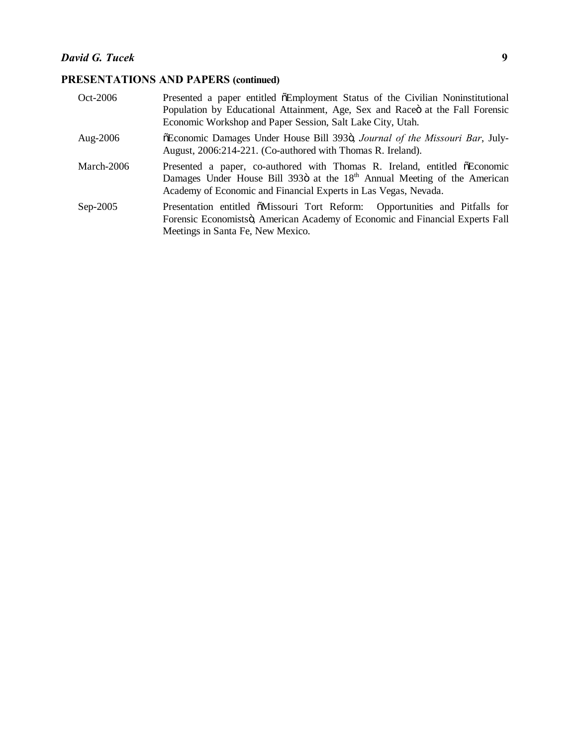## PRESENTATIONS AND PAPERS (continued)

| | |
|---|---|
| Oct-2006 | Presented a paper entitled "Employment Status of the Civilian Noninstitutional Population by Educational Attainment, Age, Sex and Race" at the Fall Forensic Economic Workshop and Paper Session, Salt Lake City, Utah. |
| Aug-2006 | "Economic Damages Under House Bill 393", *Journal of the Missouri Bar*, July-August, 2006:214-221. (Co-authored with Thomas R. Ireland). |
| March-2006 | Presented a paper, co-authored with Thomas R. Ireland, entitled "Economic Damages Under House Bill 393" at the 18th Annual Meeting of the American Academy of Economic and Financial Experts in Las Vegas, Nevada. |
| Sep-2005 | Presentation entitled "Missouri Tort Reform: Opportunities and Pitfalls for Forensic Economists", American Academy of Economic and Financial Experts Fall Meetings in Santa Fe, New Mexico. |